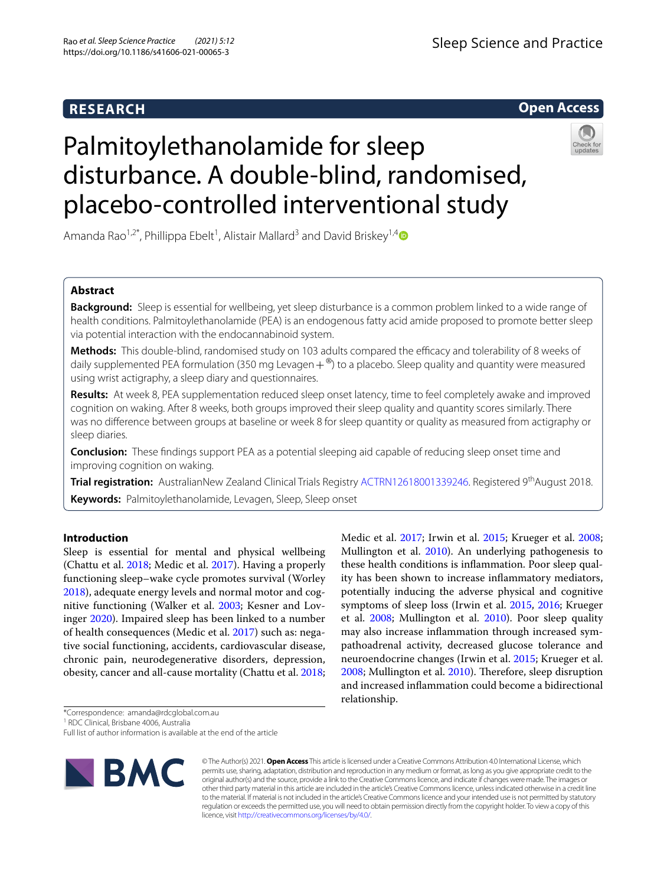RESEARCH

Open Access

# Palmitoylethanolamide for sleep disturbance. A double-blind, randomised, placebo-controlled interventional study

Amanda Rao[1,2*], Phillippa Ebelt[1], Alistair Mallard[3] and David Briskey[1,4]

## Abstract

**Background:** Sleep is essential for wellbeing, yet sleep disturbance is a common problem linked to a wide range of health conditions. Palmitoylethanolamide (PEA) is an endogenous fatty acid amide proposed to promote better sleep via potential interaction with the endocannabinoid system.

**Methods:** This double-blind, randomised study on 103 adults compared the efficacy and tolerability of 8 weeks of daily supplemented PEA formulation (350 mg Levagen +®) to a placebo. Sleep quality and quantity were measured using wrist actigraphy, a sleep diary and questionnaires.

**Results:** At week 8, PEA supplementation reduced sleep onset latency, time to feel completely awake and improved cognition on waking. After 8 weeks, both groups improved their sleep quality and quantity scores similarly. There was no difference between groups at baseline or week 8 for sleep quantity or quality as measured from actigraphy or sleep diaries.

**Conclusion:** These findings support PEA as a potential sleeping aid capable of reducing sleep onset time and improving cognition on waking.

**Trial registration:** AustralianNew Zealand Clinical Trials Registry ACTRN12618001339246. Registered 9th August 2018.

**Keywords:** Palmitoylethanolamide, Levagen, Sleep, Sleep onset

## Introduction

Sleep is essential for mental and physical wellbeing (Chattu et al. 2018; Medic et al. 2017). Having a properly functioning sleep–wake cycle promotes survival (Worley 2018), adequate energy levels and normal motor and cognitive functioning (Walker et al. 2003; Kesner and Lovinger 2020). Impaired sleep has been linked to a number of health consequences (Medic et al. 2017) such as: negative social functioning, accidents, cardiovascular disease, chronic pain, neurodegenerative disorders, depression, obesity, cancer and all-cause mortality (Chattu et al. 2018; Medic et al. 2017; Irwin et al. 2015; Krueger et al. 2008; Mullington et al. 2010). An underlying pathogenesis to these health conditions is inflammation. Poor sleep quality has been shown to increase inflammatory mediators, potentially inducing the adverse physical and cognitive symptoms of sleep loss (Irwin et al. 2015, 2016; Krueger et al. 2008; Mullington et al. 2010). Poor sleep quality may also increase inflammation through increased sympathoadrenal activity, decreased glucose tolerance and neuroendocrine changes (Irwin et al. 2015; Krueger et al. 2008; Mullington et al. 2010). Therefore, sleep disruption and increased inflammation could become a bidirectional relationship.

*Correspondence: amanda@rdcglobal.com.au
[1] RDC Clinical, Brisbane 4006, Australia
Full list of author information is available at the end of the article

© The Author(s) 2021. **Open Access** This article is licensed under a Creative Commons Attribution 4.0 International License, which permits use, sharing, adaptation, distribution and reproduction in any medium or format, as long as you give appropriate credit to the original author(s) and the source, provide a link to the Creative Commons licence, and indicate if changes were made. The images or other third party material in this article are included in the article's Creative Commons licence, unless indicated otherwise in a credit line to the material. If material is not included in the article's Creative Commons licence and your intended use is not permitted by statutory regulation or exceeds the permitted use, you will need to obtain permission directly from the copyright holder. To view a copy of this licence, visit http://creativecommons.org/licenses/by/4.0/.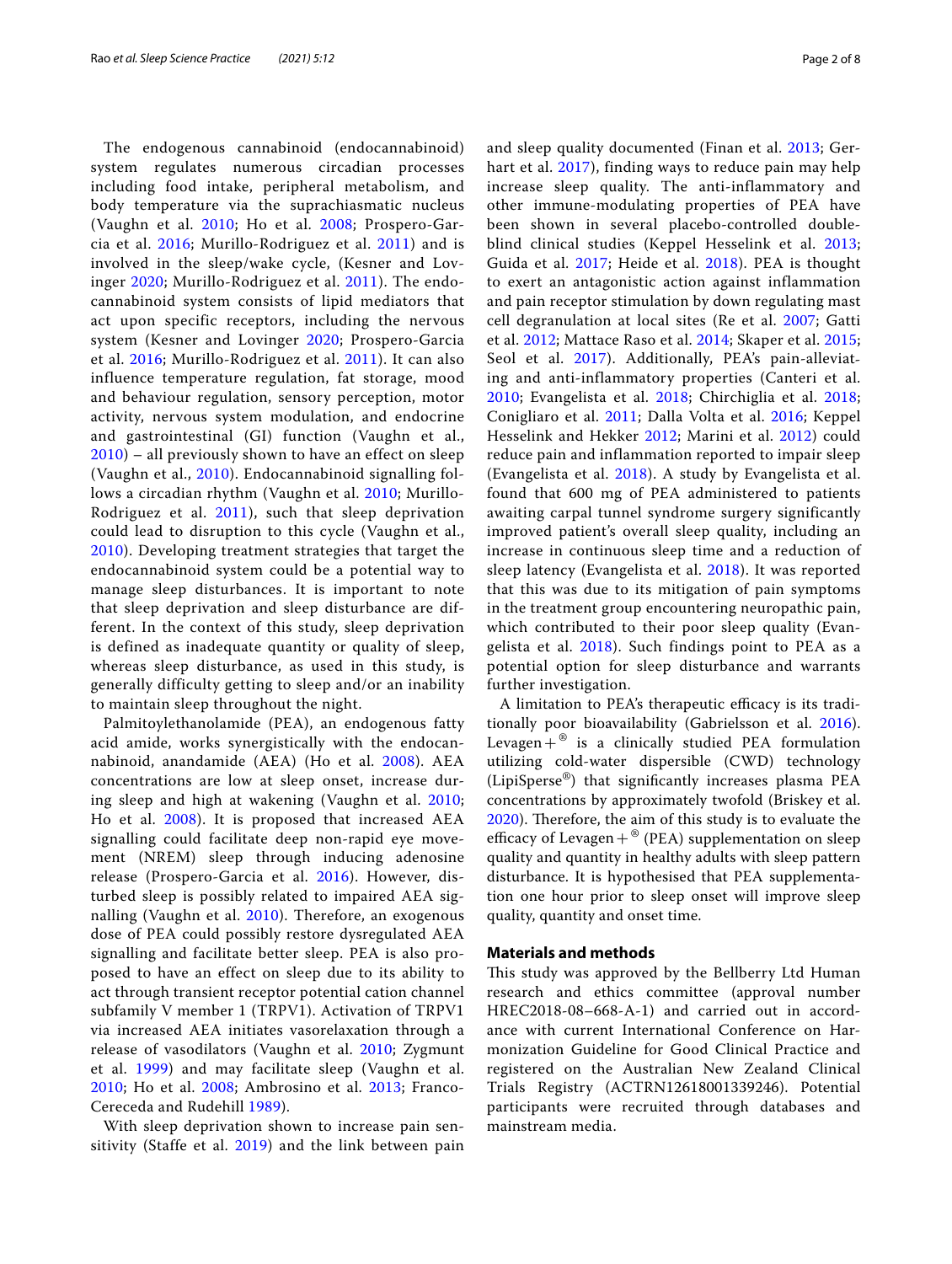The endogenous cannabinoid (endocannabinoid) system regulates numerous circadian processes including food intake, peripheral metabolism, and body temperature via the suprachiasmatic nucleus (Vaughn et al. 2010; Ho et al. 2008; Prospero-Garcia et al. 2016; Murillo-Rodriguez et al. 2011) and is involved in the sleep/wake cycle, (Kesner and Lovinger 2020; Murillo-Rodriguez et al. 2011). The endocannabinoid system consists of lipid mediators that act upon specific receptors, including the nervous system (Kesner and Lovinger 2020; Prospero-Garcia et al. 2016; Murillo-Rodriguez et al. 2011). It can also influence temperature regulation, fat storage, mood and behaviour regulation, sensory perception, motor activity, nervous system modulation, and endocrine and gastrointestinal (GI) function (Vaughn et al., 2010) – all previously shown to have an effect on sleep (Vaughn et al., 2010). Endocannabinoid signalling follows a circadian rhythm (Vaughn et al. 2010; Murillo-Rodriguez et al. 2011), such that sleep deprivation could lead to disruption to this cycle (Vaughn et al., 2010). Developing treatment strategies that target the endocannabinoid system could be a potential way to manage sleep disturbances. It is important to note that sleep deprivation and sleep disturbance are different. In the context of this study, sleep deprivation is defined as inadequate quantity or quality of sleep, whereas sleep disturbance, as used in this study, is generally difficulty getting to sleep and/or an inability to maintain sleep throughout the night.

Palmitoylethanolamide (PEA), an endogenous fatty acid amide, works synergistically with the endocannabinoid, anandamide (AEA) (Ho et al. 2008). AEA concentrations are low at sleep onset, increase during sleep and high at wakening (Vaughn et al. 2010; Ho et al. 2008). It is proposed that increased AEA signalling could facilitate deep non-rapid eye movement (NREM) sleep through inducing adenosine release (Prospero-Garcia et al. 2016). However, disturbed sleep is possibly related to impaired AEA signalling (Vaughn et al. 2010). Therefore, an exogenous dose of PEA could possibly restore dysregulated AEA signalling and facilitate better sleep. PEA is also proposed to have an effect on sleep due to its ability to act through transient receptor potential cation channel subfamily V member 1 (TRPV1). Activation of TRPV1 via increased AEA initiates vasorelaxation through a release of vasodilators (Vaughn et al. 2010; Zygmunt et al. 1999) and may facilitate sleep (Vaughn et al. 2010; Ho et al. 2008; Ambrosino et al. 2013; Franco-Cereceda and Rudehill 1989).

With sleep deprivation shown to increase pain sensitivity (Staffe et al. 2019) and the link between pain and sleep quality documented (Finan et al. 2013; Gerhart et al. 2017), finding ways to reduce pain may help increase sleep quality. The anti-inflammatory and other immune-modulating properties of PEA have been shown in several placebo-controlled double-blind clinical studies (Keppel Hesselink et al. 2013; Guida et al. 2017; Heide et al. 2018). PEA is thought to exert an antagonistic action against inflammation and pain receptor stimulation by down regulating mast cell degranulation at local sites (Re et al. 2007; Gatti et al. 2012; Mattace Raso et al. 2014; Skaper et al. 2015; Seol et al. 2017). Additionally, PEA's pain-alleviating and anti-inflammatory properties (Canteri et al. 2010; Evangelista et al. 2018; Chirchiglia et al. 2018; Conigliaro et al. 2011; Dalla Volta et al. 2016; Keppel Hesselink and Hekker 2012; Marini et al. 2012) could reduce pain and inflammation reported to impair sleep (Evangelista et al. 2018). A study by Evangelista et al. found that 600 mg of PEA administered to patients awaiting carpal tunnel syndrome surgery significantly improved patient's overall sleep quality, including an increase in continuous sleep time and a reduction of sleep latency (Evangelista et al. 2018). It was reported that this was due to its mitigation of pain symptoms in the treatment group encountering neuropathic pain, which contributed to their poor sleep quality (Evangelista et al. 2018). Such findings point to PEA as a potential option for sleep disturbance and warrants further investigation.

A limitation to PEA's therapeutic efficacy is its traditionally poor bioavailability (Gabrielsson et al. 2016). Levagen+® is a clinically studied PEA formulation utilizing cold-water dispersible (CWD) technology (LipiSperse®) that significantly increases plasma PEA concentrations by approximately twofold (Briskey et al. 2020). Therefore, the aim of this study is to evaluate the efficacy of Levagen+® (PEA) supplementation on sleep quality and quantity in healthy adults with sleep pattern disturbance. It is hypothesised that PEA supplementation one hour prior to sleep onset will improve sleep quality, quantity and onset time.

## Materials and methods

This study was approved by the Bellberry Ltd Human research and ethics committee (approval number HREC2018-08–668-A-1) and carried out in accordance with current International Conference on Harmonization Guideline for Good Clinical Practice and registered on the Australian New Zealand Clinical Trials Registry (ACTRN12618001339246). Potential participants were recruited through databases and mainstream media.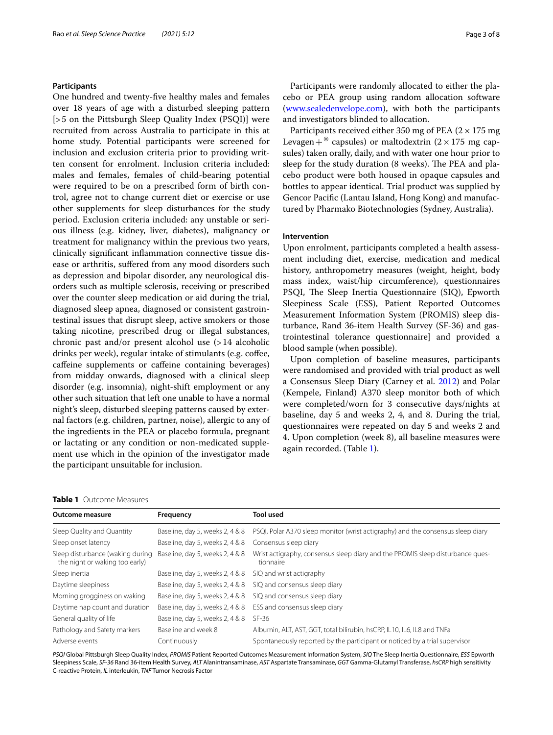## Participants

One hundred and twenty-five healthy males and females over 18 years of age with a disturbed sleeping pattern [>5 on the Pittsburgh Sleep Quality Index (PSQI)] were recruited from across Australia to participate in this at home study. Potential participants were screened for inclusion and exclusion criteria prior to providing written consent for enrolment. Inclusion criteria included: males and females, females of child-bearing potential were required to be on a prescribed form of birth control, agree not to change current diet or exercise or use other supplements for sleep disturbances for the study period. Exclusion criteria included: any unstable or serious illness (e.g. kidney, liver, diabetes), malignancy or treatment for malignancy within the previous two years, clinically significant inflammation connective tissue disease or arthritis, suffered from any mood disorders such as depression and bipolar disorder, any neurological disorders such as multiple sclerosis, receiving or prescribed over the counter sleep medication or aid during the trial, diagnosed sleep apnea, diagnosed or consistent gastrointestinal issues that disrupt sleep, active smokers or those taking nicotine, prescribed drug or illegal substances, chronic past and/or present alcohol use (>14 alcoholic drinks per week), regular intake of stimulants (e.g. coffee, caffeine supplements or caffeine containing beverages) from midday onwards, diagnosed with a clinical sleep disorder (e.g. insomnia), night-shift employment or any other such situation that left one unable to have a normal night's sleep, disturbed sleeping patterns caused by external factors (e.g. children, partner, noise), allergic to any of the ingredients in the PEA or placebo formula, pregnant or lactating or any condition or non-medicated supplement use which in the opinion of the investigator made the participant unsuitable for inclusion.

Participants were randomly allocated to either the placebo or PEA group using random allocation software (www.sealedenvelope.com), with both the participants and investigators blinded to allocation.

Participants received either 350 mg of PEA ($2 \times 175$ mg Levagen+® capsules) or maltodextrin ($2 \times 175$ mg capsules) taken orally, daily, and with water one hour prior to sleep for the study duration (8 weeks). The PEA and placebo product were both housed in opaque capsules and bottles to appear identical. Trial product was supplied by Gencor Pacific (Lantau Island, Hong Kong) and manufactured by Pharmako Biotechnologies (Sydney, Australia).

## Intervention

Upon enrolment, participants completed a health assessment including diet, exercise, medication and medical history, anthropometry measures (weight, height, body mass index, waist/hip circumference), questionnaires PSQI, The Sleep Inertia Questionnaire (SIQ), Epworth Sleepiness Scale (ESS), Patient Reported Outcomes Measurement Information System (PROMIS) sleep disturbance, Rand 36-item Health Survey (SF-36) and gastrointestinal tolerance questionnaire] and provided a blood sample (when possible).

Upon completion of baseline measures, participants were randomised and provided with trial product as well a Consensus Sleep Diary (Carney et al. 2012) and Polar (Kempele, Finland) A370 sleep monitor both of which were completed/worn for 3 consecutive days/nights at baseline, day 5 and weeks 2, 4, and 8. During the trial, questionnaires were repeated on day 5 and weeks 2 and 4. Upon completion (week 8), all baseline measures were again recorded. (Table 1).

**Table 1** Outcome Measures

| Outcome measure | Frequency | Tool used |
|---|---|---|
| Sleep Quality and Quantity | Baseline, day 5, weeks 2, 4 & 8 | PSQI, Polar A370 sleep monitor (wrist actigraphy) and the consensus sleep diary |
| Sleep onset latency | Baseline, day 5, weeks 2, 4 & 8 | Consensus sleep diary |
| Sleep disturbance (waking during the night or waking too early) | Baseline, day 5, weeks 2, 4 & 8 | Wrist actigraphy, consensus sleep diary and the PROMIS sleep disturbance questionnaire |
| Sleep inertia | Baseline, day 5, weeks 2, 4 & 8 | SIQ and wrist actigraphy |
| Daytime sleepiness | Baseline, day 5, weeks 2, 4 & 8 | SIQ and consensus sleep diary |
| Morning grogginess on waking | Baseline, day 5, weeks 2, 4 & 8 | SIQ and consensus sleep diary |
| Daytime nap count and duration | Baseline, day 5, weeks 2, 4 & 8 | ESS and consensus sleep diary |
| General quality of life | Baseline, day 5, weeks 2, 4 & 8 | SF-36 |
| Pathology and Safety markers | Baseline and week 8 | Albumin, ALT, AST, GGT, total bilirubin, hsCRP, IL10, IL6, IL8 and TNFa |
| Adverse events | Continuously | Spontaneously reported by the participant or noticed by a trial supervisor |

*PSQI* Global Pittsburgh Sleep Quality Index, *PROMIS* Patient Reported Outcomes Measurement Information System, *SIQ* The Sleep Inertia Questionnaire, *ESS* Epworth Sleepiness Scale, *SF-36* Rand 36-item Health Survey, *ALT* Alanintransaminase, *AST* Aspartate Transaminase, *GGT* Gamma-Glutamyl Transferase, *hsCRP* high sensitivity C-reactive Protein, *IL* interleukin, *TNF* Tumor Necrosis Factor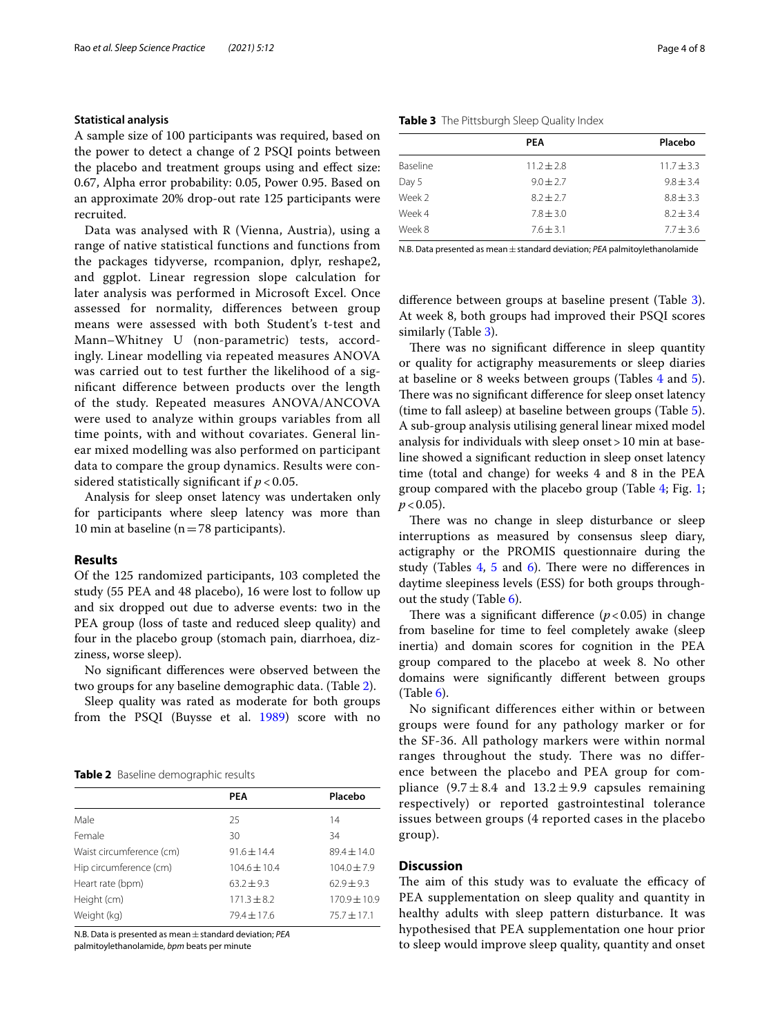### Statistical analysis

A sample size of 100 participants was required, based on the power to detect a change of 2 PSQI points between the placebo and treatment groups using and effect size: 0.67, Alpha error probability: 0.05, Power 0.95. Based on an approximate 20% drop-out rate 125 participants were recruited.

Data was analysed with R (Vienna, Austria), using a range of native statistical functions and functions from the packages tidyverse, rcompanion, dplyr, reshape2, and ggplot. Linear regression slope calculation for later analysis was performed in Microsoft Excel. Once assessed for normality, differences between group means were assessed with both Student's t-test and Mann–Whitney U (non-parametric) tests, accordingly. Linear modelling via repeated measures ANOVA was carried out to test further the likelihood of a significant difference between products over the length of the study. Repeated measures ANOVA/ANCOVA were used to analyze within groups variables from all time points, with and without covariates. General linear mixed modelling was also performed on participant data to compare the group dynamics. Results were considered statistically significant if $p < 0.05$.

Analysis for sleep onset latency was undertaken only for participants where sleep latency was more than 10 min at baseline (n = 78 participants).

## Results

Of the 125 randomized participants, 103 completed the study (55 PEA and 48 placebo), 16 were lost to follow up and six dropped out due to adverse events: two in the PEA group (loss of taste and reduced sleep quality) and four in the placebo group (stomach pain, diarrhoea, dizziness, worse sleep).

No significant differences were observed between the two groups for any baseline demographic data. (Table 2).

Sleep quality was rated as moderate for both groups from the PSQI (Buysse et al. 1989) score with no difference between groups at baseline present (Table 3). At week 8, both groups had improved their PSQI scores similarly (Table 3).

**Table 2** Baseline demographic results

| | PEA | Placebo |
|---|---|---|
| Male | 25 | 14 |
| Female | 30 | 34 |
| Waist circumference (cm) | 91.6 ± 14.4 | 89.4 ± 14.0 |
| Hip circumference (cm) | 104.6 ± 10.4 | 104.0 ± 7.9 |
| Heart rate (bpm) | 63.2 ± 9.3 | 62.9 ± 9.3 |
| Height (cm) | 171.3 ± 8.2 | 170.9 ± 10.9 |
| Weight (kg) | 79.4 ± 17.6 | 75.7 ± 17.1 |

N.B. Data is presented as mean ± standard deviation; *PEA* palmitoylethanolamide, *bpm* beats per minute

**Table 3** The Pittsburgh Sleep Quality Index

| | PEA | Placebo |
|---|---|---|
| Baseline | 11.2 ± 2.8 | 11.7 ± 3.3 |
| Day 5 | 9.0 ± 2.7 | 9.8 ± 3.4 |
| Week 2 | 8.2 ± 2.7 | 8.8 ± 3.3 |
| Week 4 | 7.8 ± 3.0 | 8.2 ± 3.4 |
| Week 8 | 7.6 ± 3.1 | 7.7 ± 3.6 |

N.B. Data presented as mean ± standard deviation; *PEA* palmitoylethanolamide

There was no significant difference in sleep quantity or quality for actigraphy measurements or sleep diaries at baseline or 8 weeks between groups (Tables 4 and 5). There was no significant difference for sleep onset latency (time to fall asleep) at baseline between groups (Table 5). A sub-group analysis utilising general linear mixed model analysis for individuals with sleep onset > 10 min at baseline showed a significant reduction in sleep onset latency time (total and change) for weeks 4 and 8 in the PEA group compared with the placebo group (Table 4; Fig. 1; $p < 0.05$).

There was no change in sleep disturbance or sleep interruptions as measured by consensus sleep diary, actigraphy or the PROMIS questionnaire during the study (Tables 4, 5 and 6). There were no differences in daytime sleepiness levels (ESS) for both groups throughout the study (Table 6).

There was a significant difference ($p < 0.05$) in change from baseline for time to feel completely awake (sleep inertia) and domain scores for cognition in the PEA group compared to the placebo at week 8. No other domains were significantly different between groups (Table 6).

No significant differences either within or between groups were found for any pathology marker or for the SF-36. All pathology markers were within normal ranges throughout the study. There was no difference between the placebo and PEA group for compliance (9.7 ± 8.4 and 13.2 ± 9.9 capsules remaining respectively) or reported gastrointestinal tolerance issues between groups (4 reported cases in the placebo group).

## Discussion

The aim of this study was to evaluate the efficacy of PEA supplementation on sleep quality and quantity in healthy adults with sleep pattern disturbance. It was hypothesised that PEA supplementation one hour prior to sleep would improve sleep quality, quantity and onset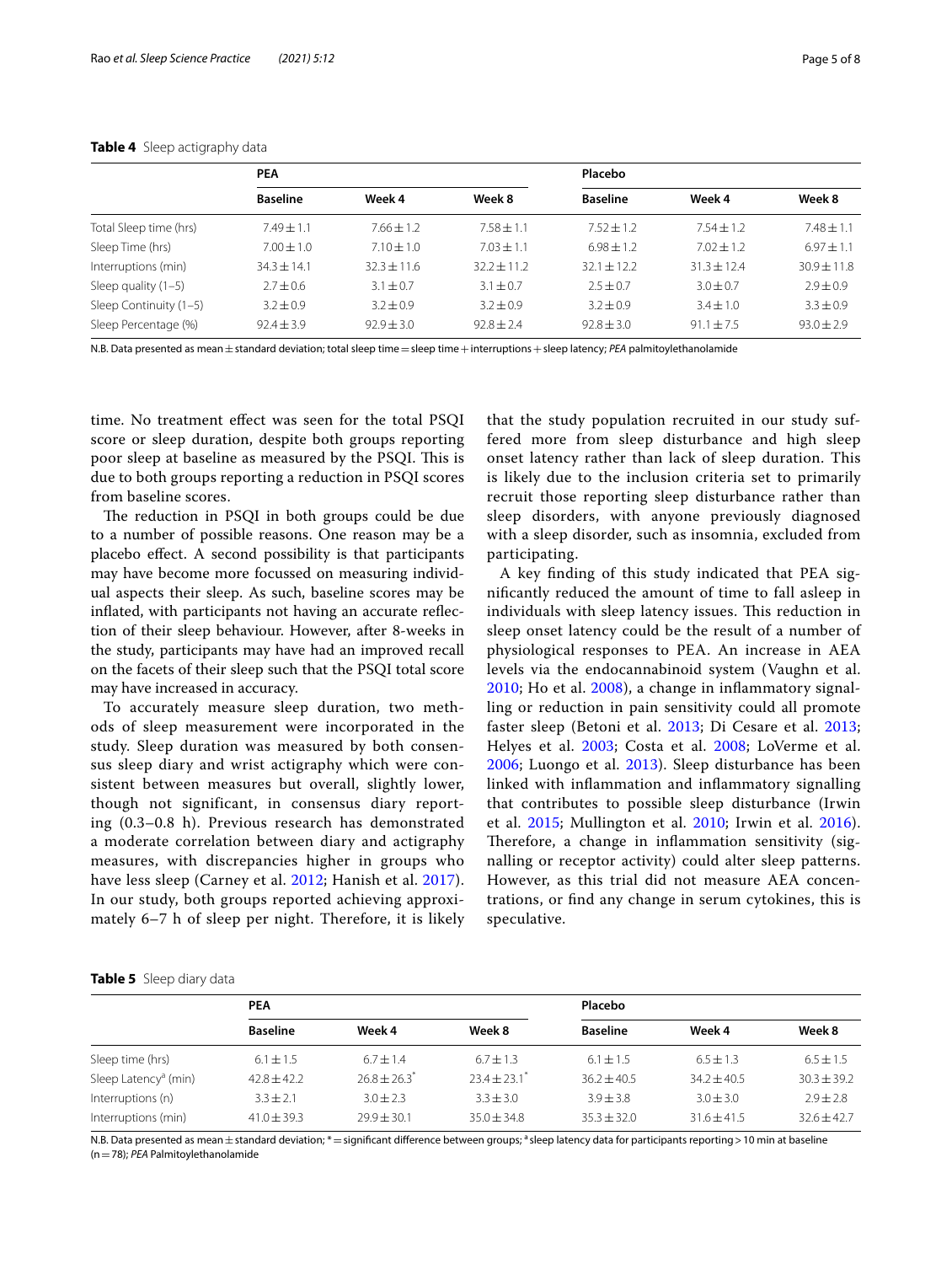**Table 4** Sleep actigraphy data

| | PEA | | | Placebo | | |
|---|---|---|---|---|---|---|
| | Baseline | Week 4 | Week 8 | Baseline | Week 4 | Week 8 |
| Total Sleep time (hrs) | 7.49 ± 1.1 | 7.66 ± 1.2 | 7.58 ± 1.1 | 7.52 ± 1.2 | 7.54 ± 1.2 | 7.48 ± 1.1 |
| Sleep Time (hrs) | 7.00 ± 1.0 | 7.10 ± 1.0 | 7.03 ± 1.1 | 6.98 ± 1.2 | 7.02 ± 1.2 | 6.97 ± 1.1 |
| Interruptions (min) | 34.3 ± 14.1 | 32.3 ± 11.6 | 32.2 ± 11.2 | 32.1 ± 12.2 | 31.3 ± 12.4 | 30.9 ± 11.8 |
| Sleep quality (1–5) | 2.7 ± 0.6 | 3.1 ± 0.7 | 3.1 ± 0.7 | 2.5 ± 0.7 | 3.0 ± 0.7 | 2.9 ± 0.9 |
| Sleep Continuity (1–5) | 3.2 ± 0.9 | 3.2 ± 0.9 | 3.2 ± 0.9 | 3.2 ± 0.9 | 3.4 ± 1.0 | 3.3 ± 0.9 |
| Sleep Percentage (%) | 92.4 ± 3.9 | 92.9 ± 3.0 | 92.8 ± 2.4 | 92.8 ± 3.0 | 91.1 ± 7.5 | 93.0 ± 2.9 |

N.B. Data presented as mean ± standard deviation; total sleep time = sleep time + interruptions + sleep latency; *PEA* palmitoylethanolamide

time. No treatment effect was seen for the total PSQI score or sleep duration, despite both groups reporting poor sleep at baseline as measured by the PSQI. This is due to both groups reporting a reduction in PSQI scores from baseline scores.

The reduction in PSQI in both groups could be due to a number of possible reasons. One reason may be a placebo effect. A second possibility is that participants may have become more focussed on measuring individual aspects their sleep. As such, baseline scores may be inflated, with participants not having an accurate reflection of their sleep behaviour. However, after 8-weeks in the study, participants may have had an improved recall on the facets of their sleep such that the PSQI total score may have increased in accuracy.

To accurately measure sleep duration, two methods of sleep measurement were incorporated in the study. Sleep duration was measured by both consensus sleep diary and wrist actigraphy which were consistent between measures but overall, slightly lower, though not significant, in consensus diary reporting (0.3–0.8 h). Previous research has demonstrated a moderate correlation between diary and actigraphy measures, with discrepancies higher in groups who have less sleep (Carney et al. 2012; Hanish et al. 2017). In our study, both groups reported achieving approximately 6–7 h of sleep per night. Therefore, it is likely that the study population recruited in our study suffered more from sleep disturbance and high sleep onset latency rather than lack of sleep duration. This is likely due to the inclusion criteria set to primarily recruit those reporting sleep disturbance rather than sleep disorders, with anyone previously diagnosed with a sleep disorder, such as insomnia, excluded from participating.

A key finding of this study indicated that PEA significantly reduced the amount of time to fall asleep in individuals with sleep latency issues. This reduction in sleep onset latency could be the result of a number of physiological responses to PEA. An increase in AEA levels via the endocannabinoid system (Vaughn et al. 2010; Ho et al. 2008), a change in inflammatory signalling or reduction in pain sensitivity could all promote faster sleep (Betoni et al. 2013; Di Cesare et al. 2013; Helyes et al. 2003; Costa et al. 2008; LoVerme et al. 2006; Luongo et al. 2013). Sleep disturbance has been linked with inflammation and inflammatory signalling that contributes to possible sleep disturbance (Irwin et al. 2015; Mullington et al. 2010; Irwin et al. 2016). Therefore, a change in inflammation sensitivity (signalling or receptor activity) could alter sleep patterns. However, as this trial did not measure AEA concentrations, or find any change in serum cytokines, this is speculative.

**Table 5** Sleep diary data

| | PEA | | | Placebo | | |
|---|---|---|---|---|---|---|
| | Baseline | Week 4 | Week 8 | Baseline | Week 4 | Week 8 |
| Sleep time (hrs) | 6.1 ± 1.5 | 6.7 ± 1.4 | 6.7 ± 1.3 | 6.1 ± 1.5 | 6.5 ± 1.3 | 6.5 ± 1.5 |
| Sleep Latency[a] (min) | 42.8 ± 42.2 | 26.8 ± 26.3* | 23.4 ± 23.1* | 36.2 ± 40.5 | 34.2 ± 40.5 | 30.3 ± 39.2 |
| Interruptions (n) | 3.3 ± 2.1 | 3.0 ± 2.3 | 3.3 ± 3.0 | 3.9 ± 3.8 | 3.0 ± 3.0 | 2.9 ± 2.8 |
| Interruptions (min) | 41.0 ± 39.3 | 29.9 ± 30.1 | 35.0 ± 34.8 | 35.3 ± 32.0 | 31.6 ± 41.5 | 32.6 ± 42.7 |

N.B. Data presented as mean ± standard deviation; * = significant difference between groups; [a] sleep latency data for participants reporting > 10 min at baseline (n = 78); *PEA* Palmitoylethanolamide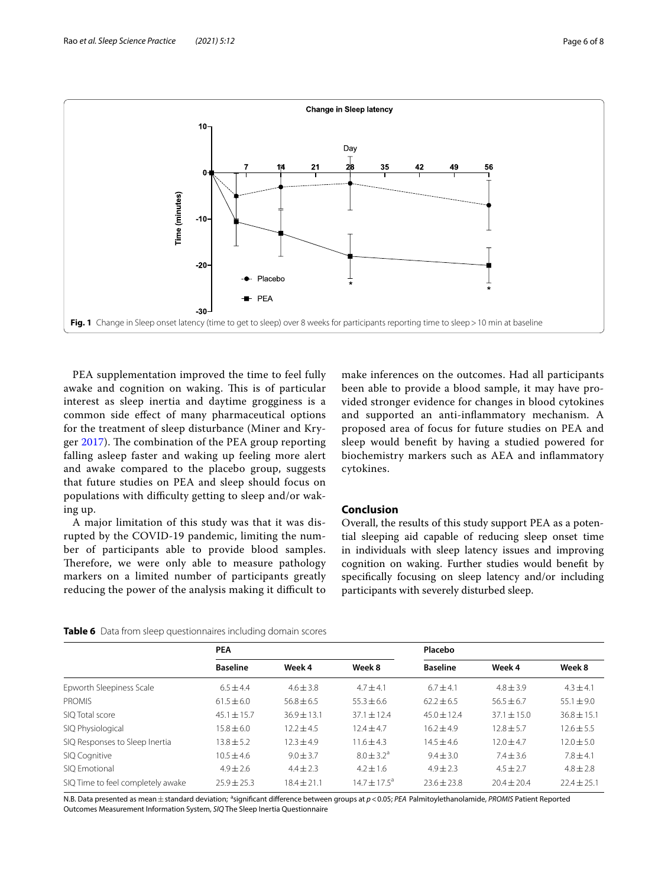Change in Sleep latency

10
0
-10
-20
-30

Time (minutes)

Day

7 14 21 28 35 42 49 56

Placebo

PEA

*

*

**Fig. 1** Change in Sleep onset latency (time to get to sleep) over 8 weeks for participants reporting time to sleep > 10 min at baseline

PEA supplementation improved the time to feel fully awake and cognition on waking. This is of particular interest as sleep inertia and daytime grogginess is a common side effect of many pharmaceutical options for the treatment of sleep disturbance (Miner and Kryger 2017). The combination of the PEA group reporting falling asleep faster and waking up feeling more alert and awake compared to the placebo group, suggests that future studies on PEA and sleep should focus on populations with difficulty getting to sleep and/or waking up.

A major limitation of this study was that it was disrupted by the COVID-19 pandemic, limiting the number of participants able to provide blood samples. Therefore, we were only able to measure pathology markers on a limited number of participants greatly reducing the power of the analysis making it difficult to make inferences on the outcomes. Had all participants been able to provide a blood sample, it may have provided stronger evidence for changes in blood cytokines and supported an anti-inflammatory mechanism. A proposed area of focus for future studies on PEA and sleep would benefit by having a studied powered for biochemistry markers such as AEA and inflammatory cytokines.

## Conclusion

Overall, the results of this study support PEA as a potential sleeping aid capable of reducing sleep onset time in individuals with sleep latency issues and improving cognition on waking. Further studies would benefit by specifically focusing on sleep latency and/or including participants with severely disturbed sleep.

**Table 6** Data from sleep questionnaires including domain scores

| | PEA | | | Placebo | | |
|---|---|---|---|---|---|---|
| | Baseline | Week 4 | Week 8 | Baseline | Week 4 | Week 8 |
| Epworth Sleepiness Scale | 6.5 ± 4.4 | 4.6 ± 3.8 | 4.7 ± 4.1 | 6.7 ± 4.1 | 4.8 ± 3.9 | 4.3 ± 4.1 |
| PROMIS | 61.5 ± 6.0 | 56.8 ± 6.5 | 55.3 ± 6.6 | 62.2 ± 6.5 | 56.5 ± 6.7 | 55.1 ± 9.0 |
| SIQ Total score | 45.1 ± 15.7 | 36.9 ± 13.1 | 37.1 ± 12.4 | 45.0 ± 12.4 | 37.1 ± 15.0 | 36.8 ± 15.1 |
| SIQ Physiological | 15.8 ± 6.0 | 12.2 ± 4.5 | 12.4 ± 4.7 | 16.2 ± 4.9 | 12.8 ± 5.7 | 12.6 ± 5.5 |
| SIQ Responses to Sleep Inertia | 13.8 ± 5.2 | 12.3 ± 4.9 | 11.6 ± 4.3 | 14.5 ± 4.6 | 12.0 ± 4.7 | 12.0 ± 5.0 |
| SIQ Cognitive | 10.5 ± 4.6 | 9.0 ± 3.7 | 8.0 ± 3.2[a] | 9.4 ± 3.0 | 7.4 ± 3.6 | 7.8 ± 4.1 |
| SIQ Emotional | 4.9 ± 2.6 | 4.4 ± 2.3 | 4.2 ± 1.6 | 4.9 ± 2.3 | 4.5 ± 2.7 | 4.8 ± 2.8 |
| SIQ Time to feel completely awake | 25.9 ± 25.3 | 18.4 ± 21.1 | 14.7 ± 17.5[a] | 23.6 ± 23.8 | 20.4 ± 20.4 | 22.4 ± 25.1 |

N.B. Data presented as mean ± standard deviation; [a]significant difference between groups at $p < 0.05$; *PEA* Palmitoylethanolamide, *PROMIS* Patient Reported Outcomes Measurement Information System, *SIQ* The Sleep Inertia Questionnaire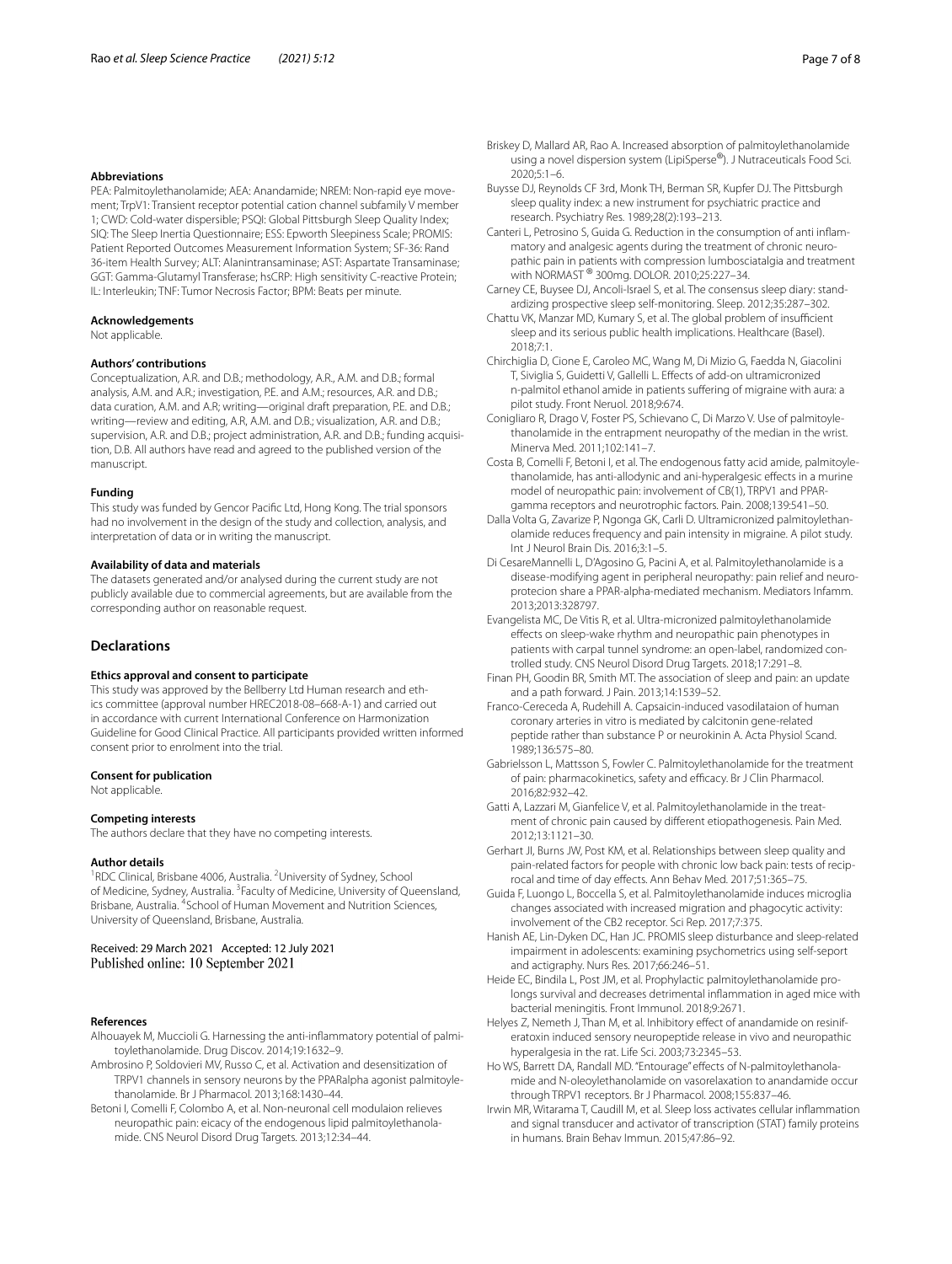#### Abbreviations

PEA: Palmitoylethanolamide; AEA: Anandamide; NREM: Non-rapid eye movement; TrpV1: Transient receptor potential cation channel subfamily V member 1; CWD: Cold-water dispersible; PSQI: Global Pittsburgh Sleep Quality Index; SIQ: The Sleep Inertia Questionnaire; ESS: Epworth Sleepiness Scale; PROMIS: Patient Reported Outcomes Measurement Information System; SF-36: Rand 36-item Health Survey; ALT: Alanintransaminase; AST: Aspartate Transaminase; GGT: Gamma-Glutamyl Transferase; hsCRP: High sensitivity C-reactive Protein; IL: Interleukin; TNF: Tumor Necrosis Factor; BPM: Beats per minute.

#### Acknowledgements

Not applicable.

#### Authors' contributions

Conceptualization, A.R. and D.B.; methodology, A.R., A.M. and D.B.; formal analysis, A.M. and A.R.; investigation, P.E. and A.M.; resources, A.R. and D.B.; data curation, A.M. and A.R; writing—original draft preparation, P.E. and D.B.; writing—review and editing, A.R, A.M. and D.B.; visualization, A.R. and D.B.; supervision, A.R. and D.B.; project administration, A.R. and D.B.; funding acquisition, D.B. All authors have read and agreed to the published version of the manuscript.

#### Funding

This study was funded by Gencor Pacific Ltd, Hong Kong. The trial sponsors had no involvement in the design of the study and collection, analysis, and interpretation of data or in writing the manuscript.

#### Availability of data and materials

The datasets generated and/or analysed during the current study are not publicly available due to commercial agreements, but are available from the corresponding author on reasonable request.

## Declarations

#### Ethics approval and consent to participate

This study was approved by the Bellberry Ltd Human research and ethics committee (approval number HREC2018-08–668-A-1) and carried out in accordance with current International Conference on Harmonization Guideline for Good Clinical Practice. All participants provided written informed consent prior to enrolment into the trial.

#### Consent for publication

Not applicable.

#### Competing interests

The authors declare that they have no competing interests.

#### Author details

[1]RDC Clinical, Brisbane 4006, Australia. [2]University of Sydney, School of Medicine, Sydney, Australia. [3]Faculty of Medicine, University of Queensland, Brisbane, Australia. [4]School of Human Movement and Nutrition Sciences, University of Queensland, Brisbane, Australia.

Received: 29 March 2021 Accepted: 12 July 2021
Published online: 10 September 2021

#### References

Alhouayek M, Muccioli G. Harnessing the anti-inflammatory potential of palmitoylethanolamide. Drug Discov. 2014;19:1632–9.

Ambrosino P, Soldovieri MV, Russo C, et al. Activation and desensitization of TRPV1 channels in sensory neurons by the PPARalpha agonist palmitoylethanolamide. Br J Pharmacol. 2013;168:1430–44.

Betoni I, Comelli F, Colombo A, et al. Non-neuronal cell modulaion relieves neuropathic pain: eicacy of the endogenous lipid palmitoylethanolamide. CNS Neurol Disord Drug Targets. 2013;12:34–44.

Briskey D, Mallard AR, Rao A. Increased absorption of palmitoylethanolamide using a novel dispersion system (LipiSperse®). J Nutraceuticals Food Sci. 2020;5:1–6.

Buysse DJ, Reynolds CF 3rd, Monk TH, Berman SR, Kupfer DJ. The Pittsburgh sleep quality index: a new instrument for psychiatric practice and research. Psychiatry Res. 1989;28(2):193–213.

Canteri L, Petrosino S, Guida G. Reduction in the consumption of anti inflammatory and analgesic agents during the treatment of chronic neuropathic pain in patients with compression lumbosciatalgia and treatment with NORMAST ® 300mg. DOLOR. 2010;25:227–34.

Carney CE, Buysee DJ, Ancoli-Israel S, et al. The consensus sleep diary: standardizing prospective sleep self-monitoring. Sleep. 2012;35:287–302.

Chattu VK, Manzar MD, Kumary S, et al. The global problem of insufficient sleep and its serious public health implications. Healthcare (Basel). 2018;7:1.

Chirchiglia D, Cione E, Caroleo MC, Wang M, Di Mizio G, Faedda N, Giacolini T, Siviglia S, Guidetti V, Gallelli L. Effects of add-on ultramicronized n-palmitol ethanol amide in patients suffering of migraine with aura: a pilot study. Front Neruol. 2018;9:674.

Conigliaro R, Drago V, Foster PS, Schievano C, Di Marzo V. Use of palmitoylethanolamide in the entrapment neuropathy of the median in the wrist. Minerva Med. 2011;102:141–7.

Costa B, Comelli F, Betoni I, et al. The endogenous fatty acid amide, palmitoylethanolamide, has anti-allodynic and ani-hyperalgesic effects in a murine model of neuropathic pain: involvement of CB(1), TRPV1 and PPAR-gamma receptors and neurotrophic factors. Pain. 2008;139:541–50.

Dalla Volta G, Zavarize P, Ngonga GK, Carli D. Ultramicronized palmitoylethanolamide reduces frequency and pain intensity in migraine. A pilot study. Int J Neurol Brain Dis. 2016;3:1–5.

Di CesareMannelli L, D'Agosino G, Pacini A, et al. Palmitoylethanolamide is a disease-modifying agent in peripheral neuropathy: pain relief and neuroprotecion share a PPAR-alpha-mediated mechanism. Mediators Infamm. 2013;2013:328797.

Evangelista MC, De Vitis R, et al. Ultra-micronized palmitoylethanolamide effects on sleep-wake rhythm and neuropathic pain phenotypes in patients with carpal tunnel syndrome: an open-label, randomized controlled study. CNS Neurol Disord Drug Targets. 2018;17:291–8.

Finan PH, Goodin BR, Smith MT. The association of sleep and pain: an update and a path forward. J Pain. 2013;14:1539–52.

Franco-Cereceda A, Rudehill A. Capsaicin-induced vasodilataion of human coronary arteries in vitro is mediated by calcitonin gene-related peptide rather than substance P or neurokinin A. Acta Physiol Scand. 1989;136:575–80.

Gabrielsson L, Mattsson S, Fowler C. Palmitoylethanolamide for the treatment of pain: pharmacokinetics, safety and efficacy. Br J Clin Pharmacol. 2016;82:932–42.

Gatti A, Lazzari M, Gianfelice V, et al. Palmitoylethanolamide in the treatment of chronic pain caused by different etiopathogenesis. Pain Med. 2012;13:1121–30.

Gerhart JI, Burns JW, Post KM, et al. Relationships between sleep quality and pain-related factors for people with chronic low back pain: tests of reciprocal and time of day effects. Ann Behav Med. 2017;51:365–75.

Guida F, Luongo L, Boccella S, et al. Palmitoylethanolamide induces microglia changes associated with increased migration and phagocytic activity: involvement of the CB2 receptor. Sci Rep. 2017;7:375.

Hanish AE, Lin-Dyken DC, Han JC. PROMIS sleep disturbance and sleep-related impairment in adolescents: examining psychometrics using self-seport and actigraphy. Nurs Res. 2017;66:246–51.

Heide EC, Bindila L, Post JM, et al. Prophylactic palmitoylethanolamide prolongs survival and decreases detrimental inflammation in aged mice with bacterial meningitis. Front Immunol. 2018;9:2671.

Helyes Z, Nemeth J, Than M, et al. Inhibitory effect of anandamide on resiniferatoxin induced sensory neuropeptide release in vivo and neuropathic hyperalgesia in the rat. Life Sci. 2003;73:2345–53.

Ho WS, Barrett DA, Randall MD. "Entourage" effects of N-palmitoylethanolamide and N-oleoylethanolamide on vasorelaxation to anandamide occur through TRPV1 receptors. Br J Pharmacol. 2008;155:837–46.

Irwin MR, Witarama T, Caudill M, et al. Sleep loss activates cellular inflammation and signal transducer and activator of transcription (STAT) family proteins in humans. Brain Behav Immun. 2015;47:86–92.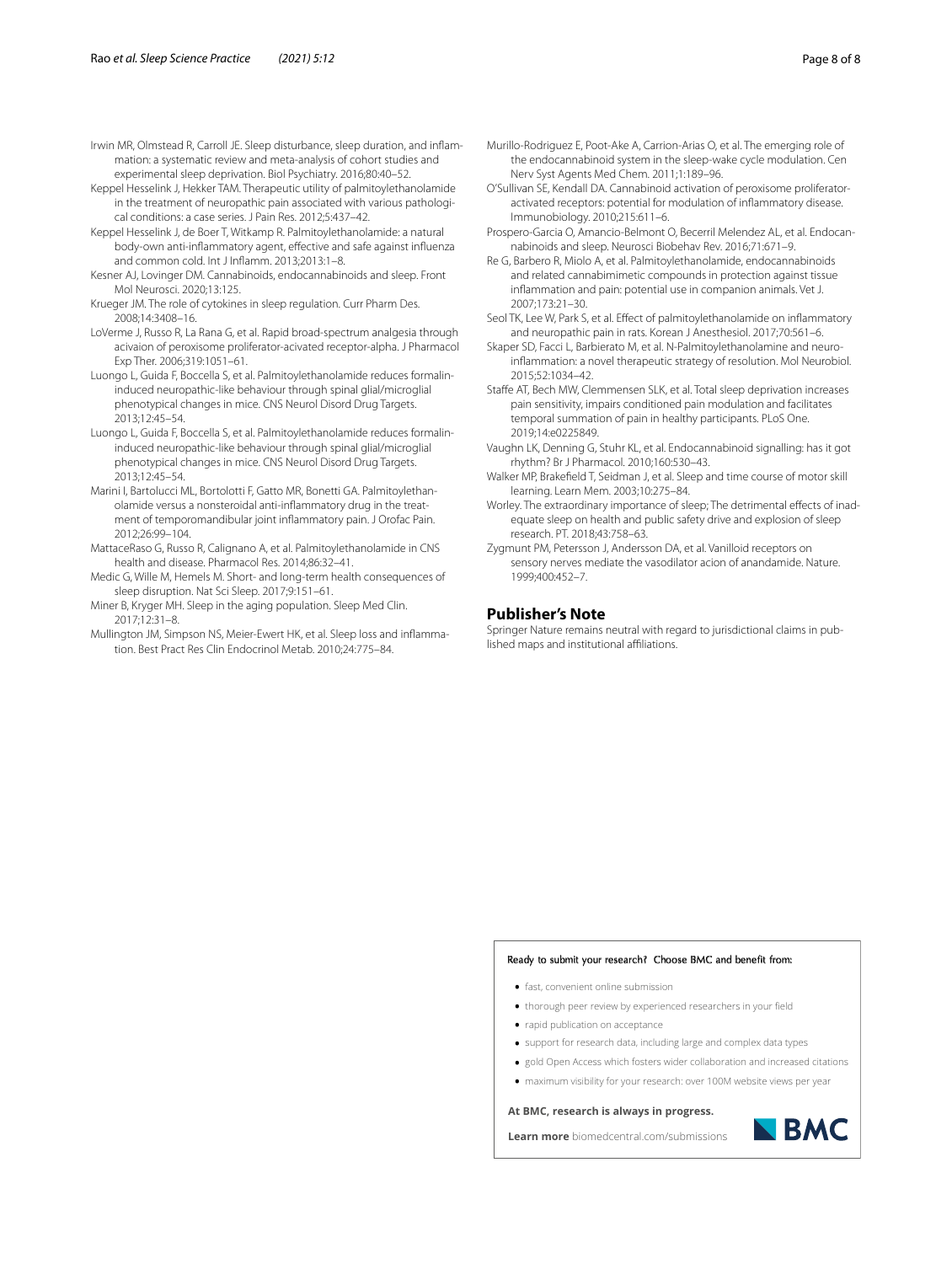Irwin MR, Olmstead R, Carroll JE. Sleep disturbance, sleep duration, and inflammation: a systematic review and meta-analysis of cohort studies and experimental sleep deprivation. Biol Psychiatry. 2016;80:40–52.

Keppel Hesselink J, Hekker TAM. Therapeutic utility of palmitoylethanolamide in the treatment of neuropathic pain associated with various pathological conditions: a case series. J Pain Res. 2012;5:437–42.

Keppel Hesselink J, de Boer T, Witkamp R. Palmitoylethanolamide: a natural body-own anti-inflammatory agent, effective and safe against influenza and common cold. Int J Inflamm. 2013;2013:1–8.

Kesner AJ, Lovinger DM. Cannabinoids, endocannabinoids and sleep. Front Mol Neurosci. 2020;13:125.

Krueger JM. The role of cytokines in sleep regulation. Curr Pharm Des. 2008;14:3408–16.

LoVerme J, Russo R, La Rana G, et al. Rapid broad-spectrum analgesia through acivaion of peroxisome proliferator-acivated receptor-alpha. J Pharmacol Exp Ther. 2006;319:1051–61.

Luongo L, Guida F, Boccella S, et al. Palmitoylethanolamide reduces formalin-induced neuropathic-like behaviour through spinal glial/microglial phenotypical changes in mice. CNS Neurol Disord Drug Targets. 2013;12:45–54.

Luongo L, Guida F, Boccella S, et al. Palmitoylethanolamide reduces formalin-induced neuropathic-like behaviour through spinal glial/microglial phenotypical changes in mice. CNS Neurol Disord Drug Targets. 2013;12:45–54.

Marini I, Bartolucci ML, Bortolotti F, Gatto MR, Bonetti GA. Palmitoylethanolamide versus a nonsteroidal anti-inflammatory drug in the treatment of temporomandibular joint inflammatory pain. J Orofac Pain. 2012;26:99–104.

MattaceRaso G, Russo R, Calignano A, et al. Palmitoylethanolamide in CNS health and disease. Pharmacol Res. 2014;86:32–41.

Medic G, Wille M, Hemels M. Short- and long-term health consequences of sleep disruption. Nat Sci Sleep. 2017;9:151–61.

Miner B, Kryger MH. Sleep in the aging population. Sleep Med Clin. 2017;12:31–8.

Mullington JM, Simpson NS, Meier-Ewert HK, et al. Sleep loss and inflammation. Best Pract Res Clin Endocrinol Metab. 2010;24:775–84.

Murillo-Rodriguez E, Poot-Ake A, Carrion-Arias O, et al. The emerging role of the endocannabinoid system in the sleep-wake cycle modulation. Cen Nerv Syst Agents Med Chem. 2011;1:189–96.

O'Sullivan SE, Kendall DA. Cannabinoid activation of peroxisome proliferator-activated receptors: potential for modulation of inflammatory disease. Immunobiology. 2010;215:611–6.

Prospero-Garcia O, Amancio-Belmont O, Becerril Melendez AL, et al. Endocannabinoids and sleep. Neurosci Biobehav Rev. 2016;71:671–9.

Re G, Barbero R, Miolo A, et al. Palmitoylethanolamide, endocannabinoids and related cannabimimetic compounds in protection against tissue inflammation and pain: potential use in companion animals. Vet J. 2007;173:21–30.

Seol TK, Lee W, Park S, et al. Effect of palmitoylethanolamide on inflammatory and neuropathic pain in rats. Korean J Anesthesiol. 2017;70:561–6.

Skaper SD, Facci L, Barbierato M, et al. N-Palmitoylethanolamine and neuroinflammation: a novel therapeutic strategy of resolution. Mol Neurobiol. 2015;52:1034–42.

Staffe AT, Bech MW, Clemmensen SLK, et al. Total sleep deprivation increases pain sensitivity, impairs conditioned pain modulation and facilitates temporal summation of pain in healthy participants. PLoS One. 2019;14:e0225849.

Vaughn LK, Denning G, Stuhr KL, et al. Endocannabinoid signalling: has it got rhythm? Br J Pharmacol. 2010;160:530–43.

Walker MP, Brakefield T, Seidman J, et al. Sleep and time course of motor skill learning. Learn Mem. 2003;10:275–84.

Worley. The extraordinary importance of sleep; The detrimental effects of inadequate sleep on health and public safety drive and explosion of sleep research. PT. 2018;43:758–63.

Zygmunt PM, Petersson J, Andersson DA, et al. Vanilloid receptors on sensory nerves mediate the vasodilator acion of anandamide. Nature. 1999;400:452–7.

## Publisher's Note

Springer Nature remains neutral with regard to jurisdictional claims in published maps and institutional affiliations.

Ready to submit your research? Choose BMC and benefit from:

- fast, convenient online submission
- thorough peer review by experienced researchers in your field
- rapid publication on acceptance
- support for research data, including large and complex data types
- gold Open Access which fosters wider collaboration and increased citations
- maximum visibility for your research: over 100M website views per year

**At BMC, research is always in progress.**

**Learn more** biomedcentral.com/submissions

BMC